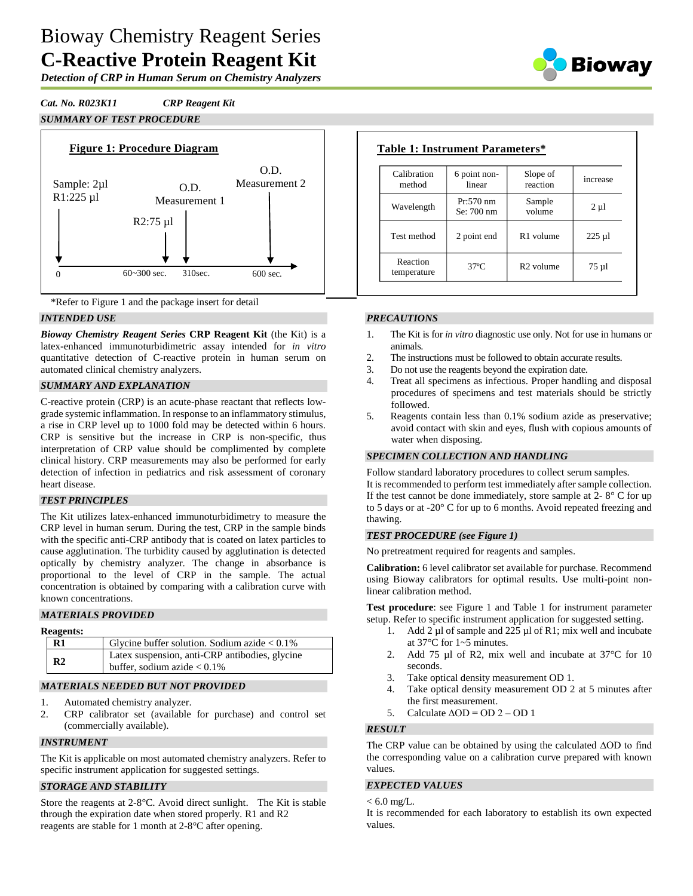# Bioway Chemistry Reagent Series
# C-Reactive Protein Reagent Kit

*Detection of CRP in Human Serum on Chemistry Analyzers*

*Cat. No. R023K11* *CRP Reagent Kit*

## SUMMARY OF TEST PROCEDURE

**Figure 1: Procedure Diagram**

Sample: 2µl
R1:225 µl — 0
R2:75 µl — 60~300 sec.
O.D. Measurement 1 — 310sec.
O.D. Measurement 2 — 600 sec.

**Table 1: Instrument Parameters***

| Calibration method | 6 point non-linear | Slope of reaction | increase |
|---|---|---|---|
| Wavelength | Pr:570 nm Se: 700 nm | Sample volume | 2 µl |
| Test method | 2 point end | R1 volume | 225 µl |
| Reaction temperature | 37°C | R2 volume | 75 µl |

*Refer to Figure 1 and the package insert for detail

## INTENDED USE

***Bioway Chemistry Reagent Series*** **CRP Reagent Kit** (the Kit) is a latex-enhanced immunoturbidimetric assay intended for *in vitro* quantitative detection of C-reactive protein in human serum on automated clinical chemistry analyzers.

## SUMMARY AND EXPLANATION

C-reactive protein (CRP) is an acute-phase reactant that reflects low-grade systemic inflammation. In response to an inflammatory stimulus, a rise in CRP level up to 1000 fold may be detected within 6 hours. CRP is sensitive but the increase in CRP is non-specific, thus interpretation of CRP value should be complimented by complete clinical history. CRP measurements may also be performed for early detection of infection in pediatrics and risk assessment of coronary heart disease.

## TEST PRINCIPLES

The Kit utilizes latex-enhanced immunoturbidimetry to measure the CRP level in human serum. During the test, CRP in the sample binds with the specific anti-CRP antibody that is coated on latex particles to cause agglutination. The turbidity caused by agglutination is detected optically by chemistry analyzer. The change in absorbance is proportional to the level of CRP in the sample. The actual concentration is obtained by comparing with a calibration curve with known concentrations.

## MATERIALS PROVIDED

**Reagents:**

| | |
|---|---|
| **R1** | Glycine buffer solution. Sodium azide < 0.1% |
| **R2** | Latex suspension, anti-CRP antibodies, glycine buffer, sodium azide < 0.1% |

## MATERIALS NEEDED BUT NOT PROVIDED

1. Automated chemistry analyzer.
2. CRP calibrator set (available for purchase) and control set (commercially available).

## INSTRUMENT

The Kit is applicable on most automated chemistry analyzers. Refer to specific instrument application for suggested settings.

## STORAGE AND STABILITY

Store the reagents at 2-8°C. Avoid direct sunlight. The Kit is stable through the expiration date when stored properly. R1 and R2 reagents are stable for 1 month at 2-8°C after opening.

## PRECAUTIONS

1. The Kit is for *in vitro* diagnostic use only. Not for use in humans or animals.
2. The instructions must be followed to obtain accurate results.
3. Do not use the reagents beyond the expiration date.
4. Treat all specimens as infectious. Proper handling and disposal procedures of specimens and test materials should be strictly followed.
5. Reagents contain less than 0.1% sodium azide as preservative; avoid contact with skin and eyes, flush with copious amounts of water when disposing.

## SPECIMEN COLLECTION AND HANDLING

Follow standard laboratory procedures to collect serum samples.
It is recommended to perform test immediately after sample collection. If the test cannot be done immediately, store sample at 2- 8° C for up to 5 days or at -20° C for up to 6 months. Avoid repeated freezing and thawing.

## TEST PROCEDURE (see Figure 1)

No pretreatment required for reagents and samples.

**Calibration:** 6 level calibrator set available for purchase. Recommend using Bioway calibrators for optimal results. Use multi-point non-linear calibration method.

**Test procedure**: see Figure 1 and Table 1 for instrument parameter setup. Refer to specific instrument application for suggested setting.

1. Add 2 µl of sample and 225 µl of R1; mix well and incubate at 37°C for 1~5 minutes.
2. Add 75 µl of R2, mix well and incubate at 37°C for 10 seconds.
3. Take optical density measurement OD 1.
4. Take optical density measurement OD 2 at 5 minutes after the first measurement.
5. Calculate $\Delta OD = OD\ 2 - OD\ 1$

## RESULT

The CRP value can be obtained by using the calculated ΔOD to find the corresponding value on a calibration curve prepared with known values.

## EXPECTED VALUES

< 6.0 mg/L.
It is recommended for each laboratory to establish its own expected values.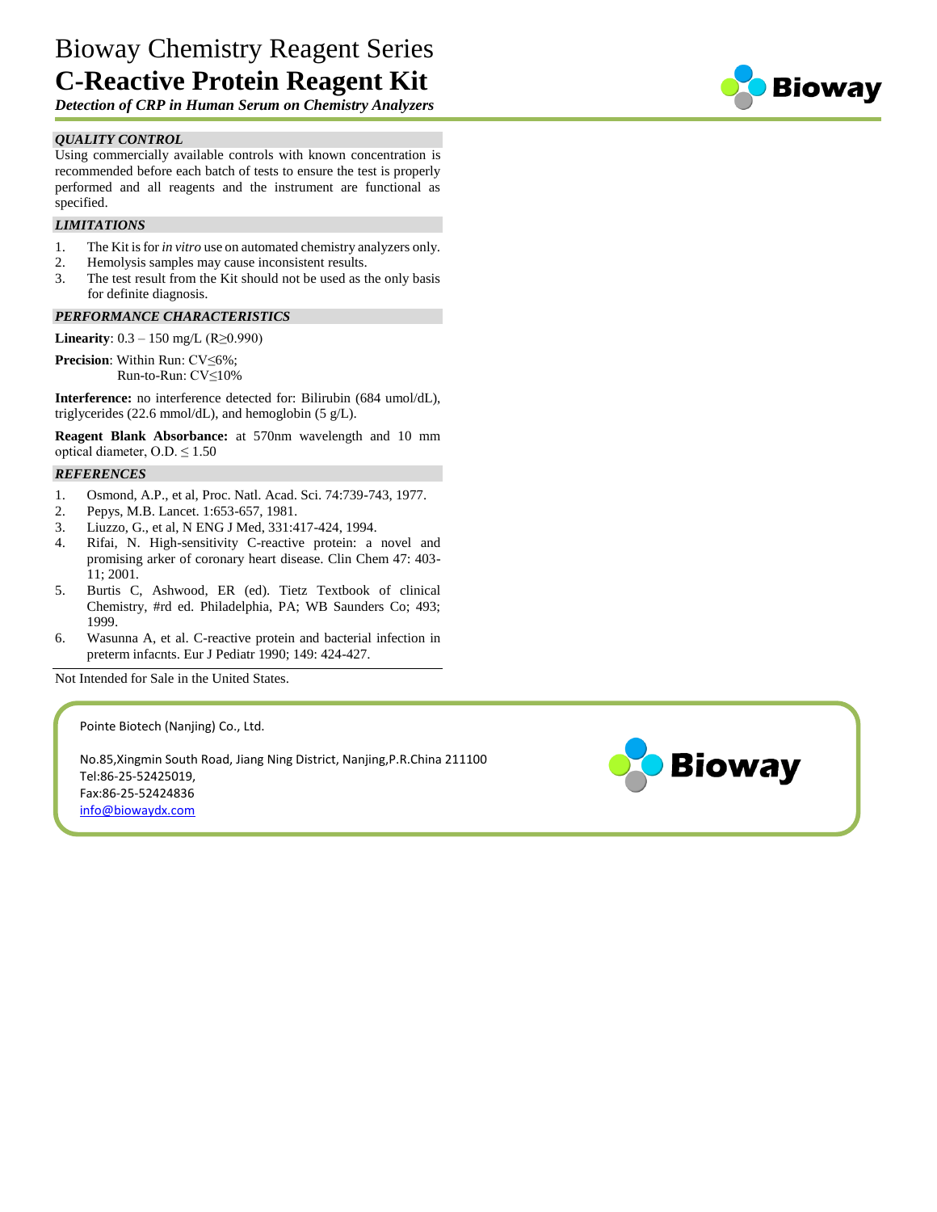# Bioway Chemistry Reagent Series
# C-Reactive Protein Reagent Kit
***Detection of CRP in Human Serum on Chemistry Analyzers***

### *QUALITY CONTROL*

Using commercially available controls with known concentration is recommended before each batch of tests to ensure the test is properly performed and all reagents and the instrument are functional as specified.

### *LIMITATIONS*

1. The Kit is for *in vitro* use on automated chemistry analyzers only.
2. Hemolysis samples may cause inconsistent results.
3. The test result from the Kit should not be used as the only basis for definite diagnosis.

### *PERFORMANCE CHARACTERISTICS*

**Linearity**: 0.3 – 150 mg/L ($R \geq 0.990$)

**Precision**: Within Run: $CV \leq 6\%$;
Run-to-Run: $CV \leq 10\%$

**Interference:** no interference detected for: Bilirubin (684 umol/dL), triglycerides (22.6 mmol/dL), and hemoglobin (5 g/L).

**Reagent Blank Absorbance:** at 570nm wavelength and 10 mm optical diameter, O.D. $\leq$ 1.50

### *REFERENCES*

1. Osmond, A.P., et al, Proc. Natl. Acad. Sci. 74:739-743, 1977.
2. Pepys, M.B. Lancet. 1:653-657, 1981.
3. Liuzzo, G., et al, N ENG J Med, 331:417-424, 1994.
4. Rifai, N. High-sensitivity C-reactive protein: a novel and promising arker of coronary heart disease. Clin Chem 47: 403-11; 2001.
5. Burtis C, Ashwood, ER (ed). Tietz Textbook of clinical Chemistry, #rd ed. Philadelphia, PA; WB Saunders Co; 493; 1999.
6. Wasunna A, et al. C-reactive protein and bacterial infection in preterm infacnts. Eur J Pediatr 1990; 149: 424-427.

Not Intended for Sale in the United States.

Pointe Biotech (Nanjing) Co., Ltd.

No.85,Xingmin South Road, Jiang Ning District, Nanjing,P.R.China 211100
Tel:86-25-52425019,
Fax:86-25-52424836
info@biowaydx.com